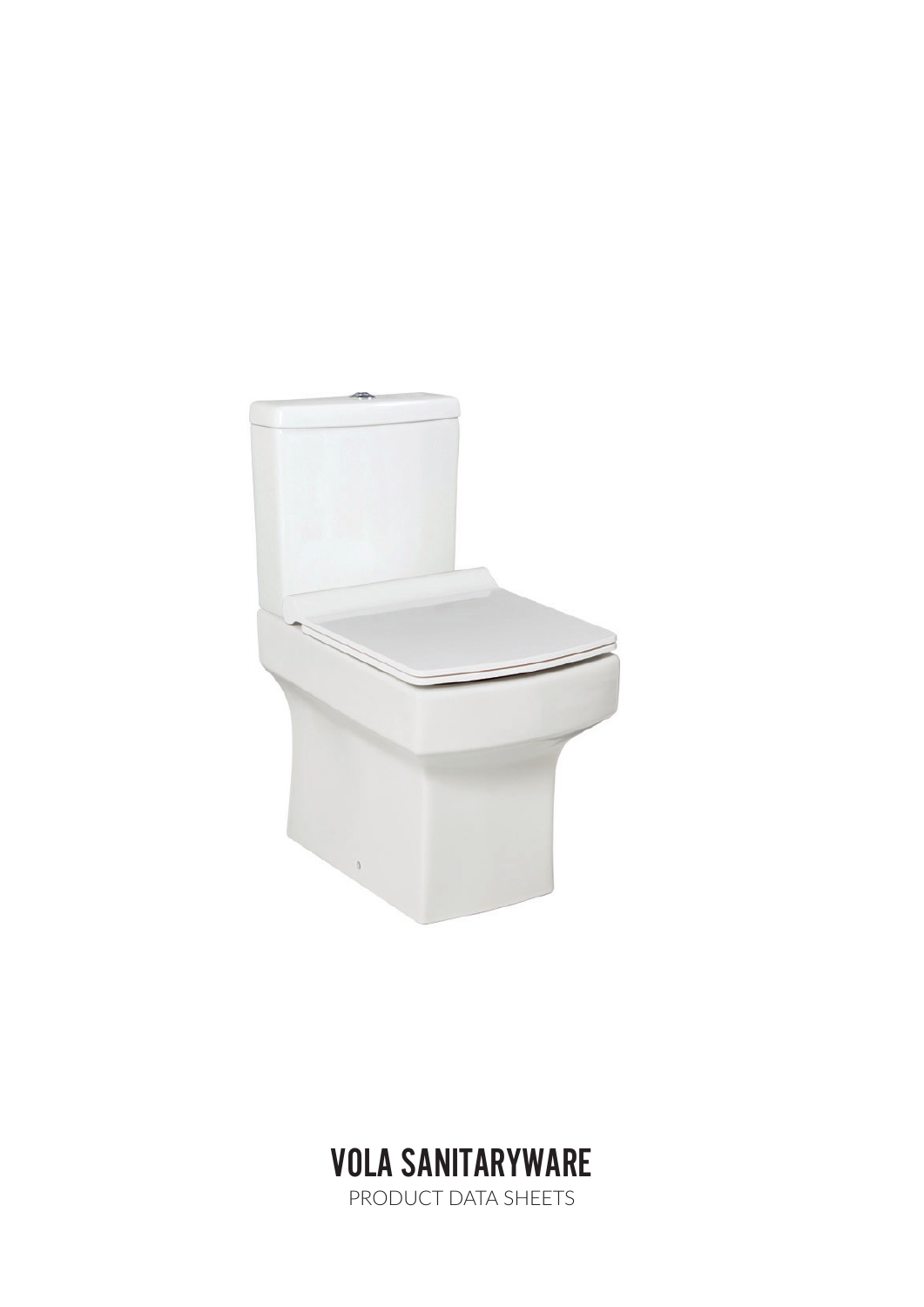# VOLA SANITARYWARE

PRODUCT DATA SHEETS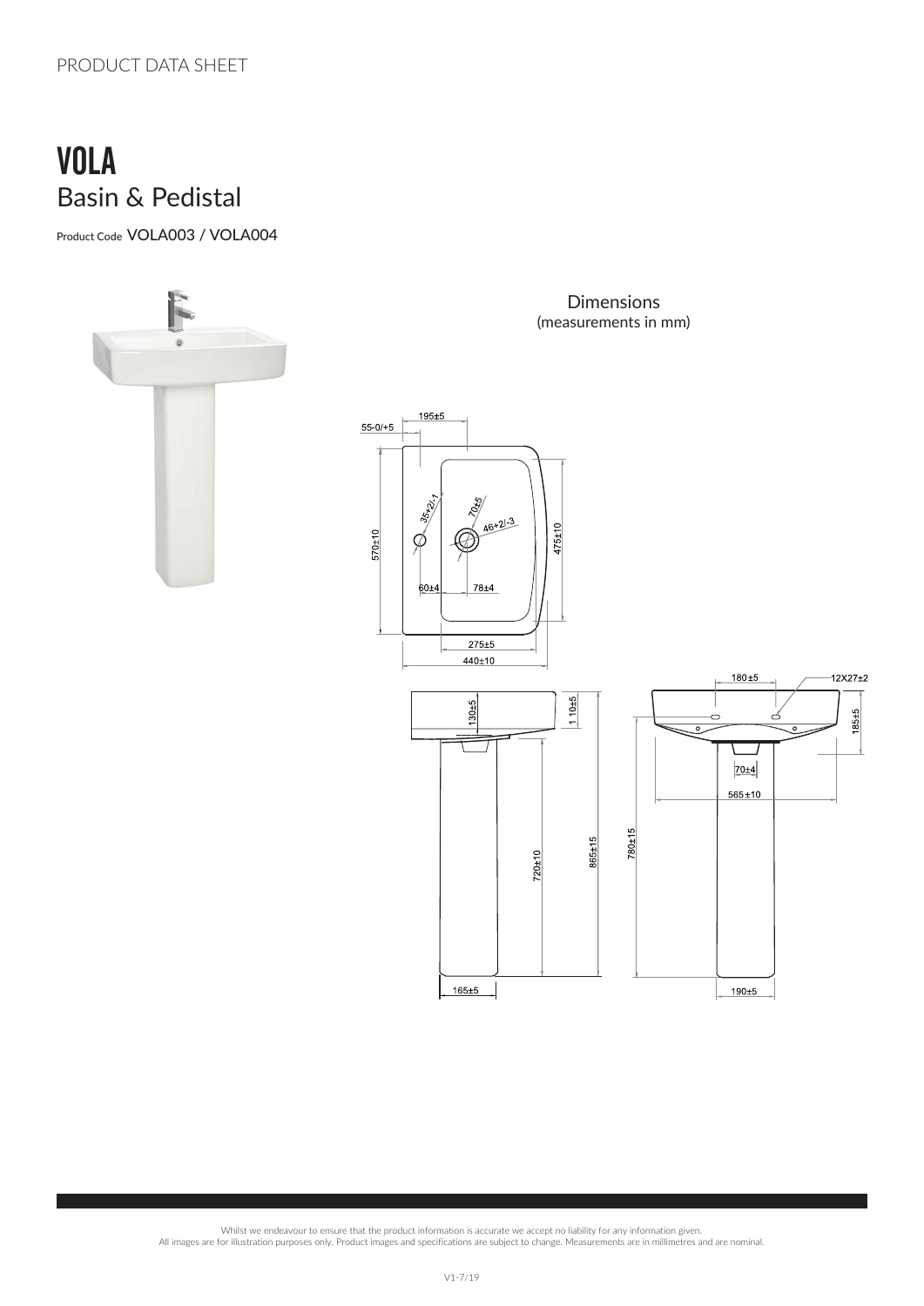PRODUCT DATA SHEET

# VOLA

## Basin & Pedistal

Product Code VOLA003 / VOLA004

Dimensions
(measurements in mm)

195±5
55-0/+5
35+2/-1
70±5
46+2/-3
570±10
475±10
60±4
78±4
275±5
440±10
180±5
12X27±2
130±5
1 10±5
185±5
70±4
565±10
720±10
865±15
780±15
165±5
190±5

Whilst we endeavour to ensure that the product information is accurate we accept no liability for any information given.
All images are for illustration purposes only. Product images and specifications are subject to change. Measurements are in millimetres and are nominal.

V1-7/19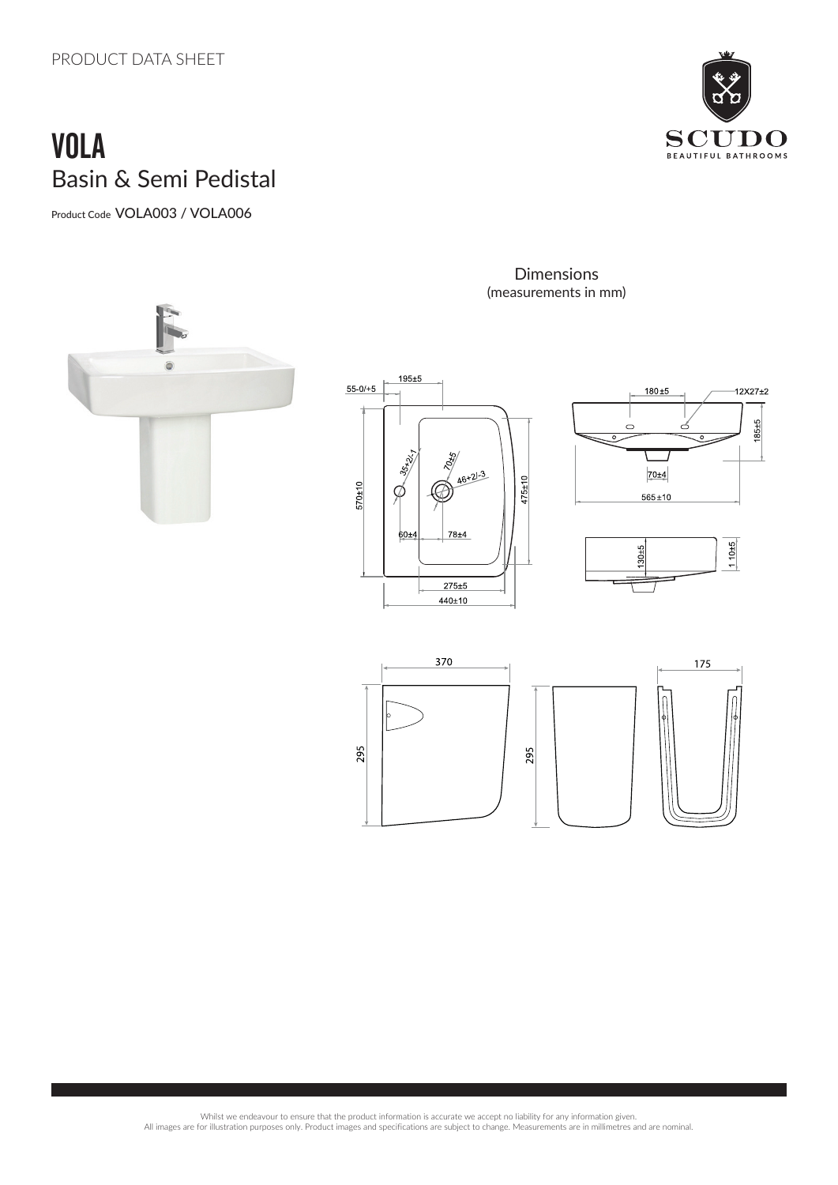PRODUCT DATA SHEET

# VOLA

## Basin & Semi Pedistal

Product Code VOLA003 / VOLA006

Dimensions
(measurements in mm)

Whilst we endeavour to ensure that the product information is accurate we accept no liability for any information given.
All images are for illustration purposes only. Product images and specifications are subject to change. Measurements are in millimetres and are nominal.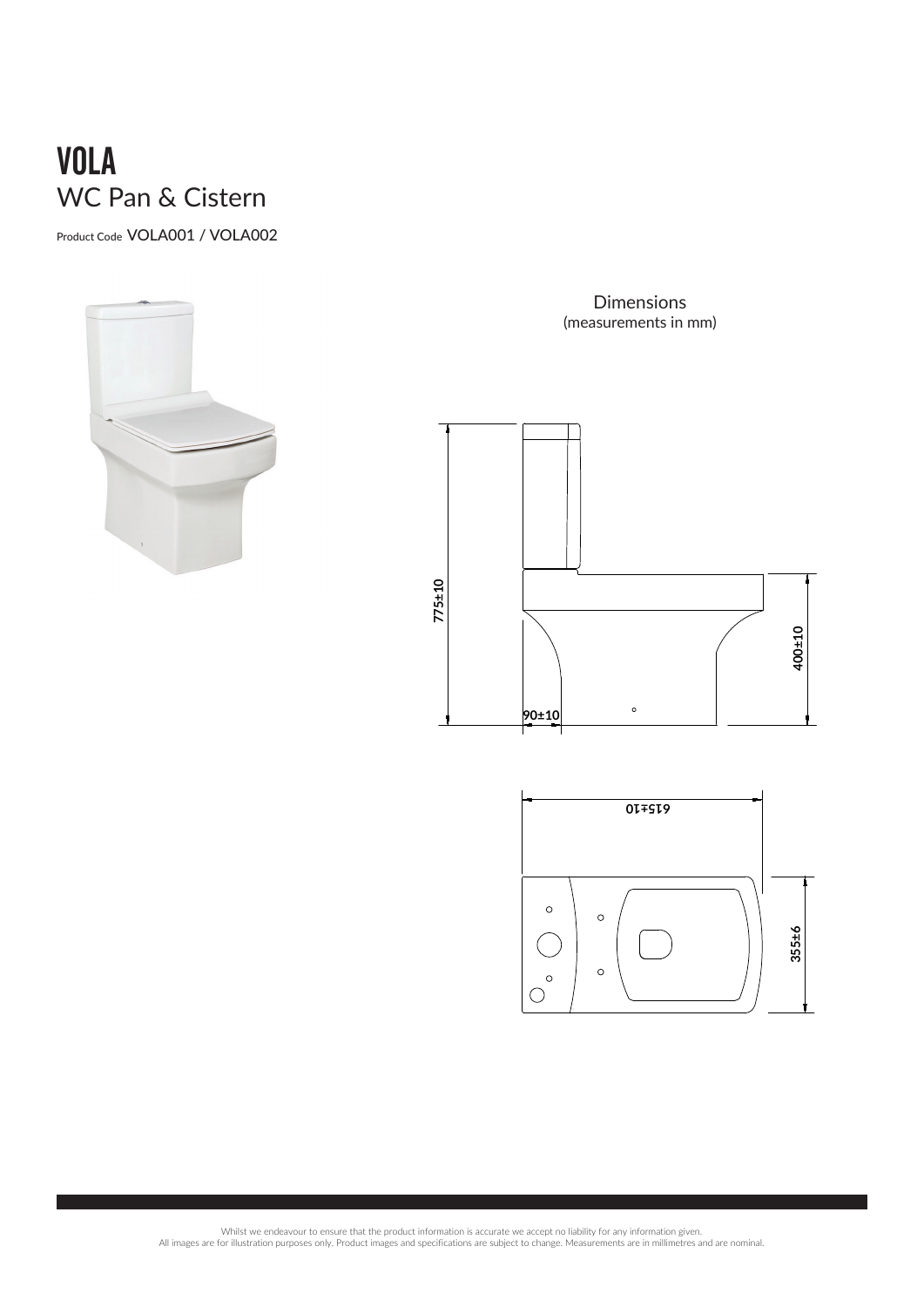# VOLA

## WC Pan & Cistern

Product Code VOLA001 / VOLA002

Dimensions
(measurements in mm)

775±10

400±10

90±10

615±10

355±6

Whilst we endeavour to ensure that the product information is accurate we accept no liability for any information given.
All images are for illustration purposes only. Product images and specifications are subject to change. Measurements are in millimetres and are nominal.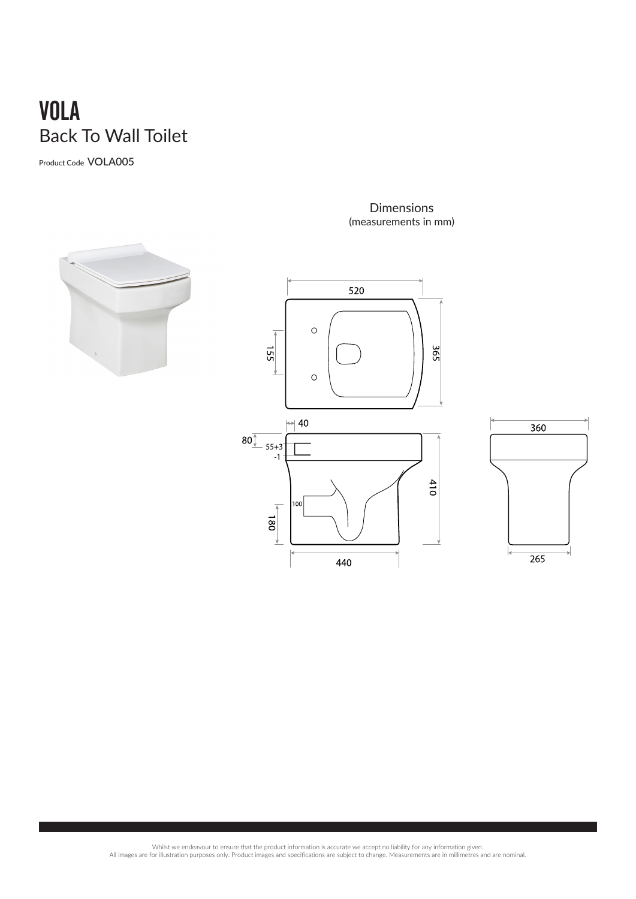# VOLA

## Back To Wall Toilet

Product Code VOLA005

Dimensions
(measurements in mm)

520

155

365

40

80

55+3
-1

100

180

410

440

360

265

Whilst we endeavour to ensure that the product information is accurate we accept no liability for any information given.
All images are for illustration purposes only. Product images and specifications are subject to change. Measurements are in millimetres and are nominal.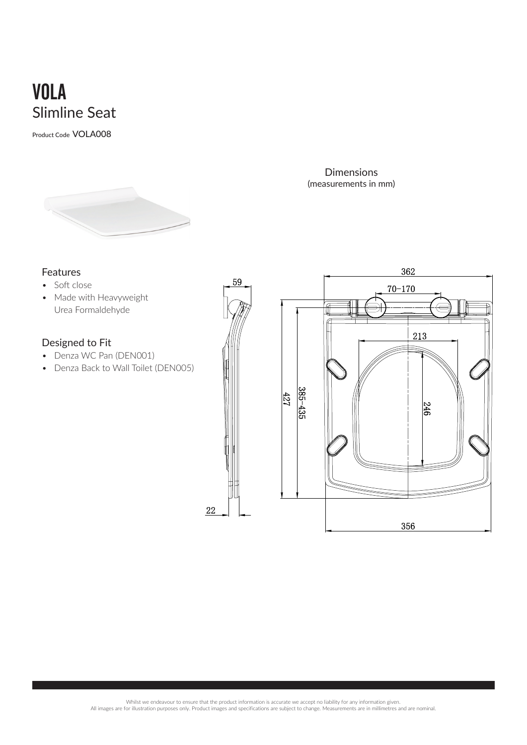# VOLA

## Slimline Seat

Product Code VOLA008

Dimensions
(measurements in mm)

### Features

- Soft close
- Made with Heavyweight Urea Formaldehyde

### Designed to Fit

- Denza WC Pan (DEN001)
- Denza Back to Wall Toilet (DEN005)

59

22

362

70-170

213

427

385-435

246

356

Whilst we endeavour to ensure that the product information is accurate we accept no liability for any information given.
All images are for illustration purposes only. Product images and specifications are subject to change. Measurements are in millimetres and are nominal.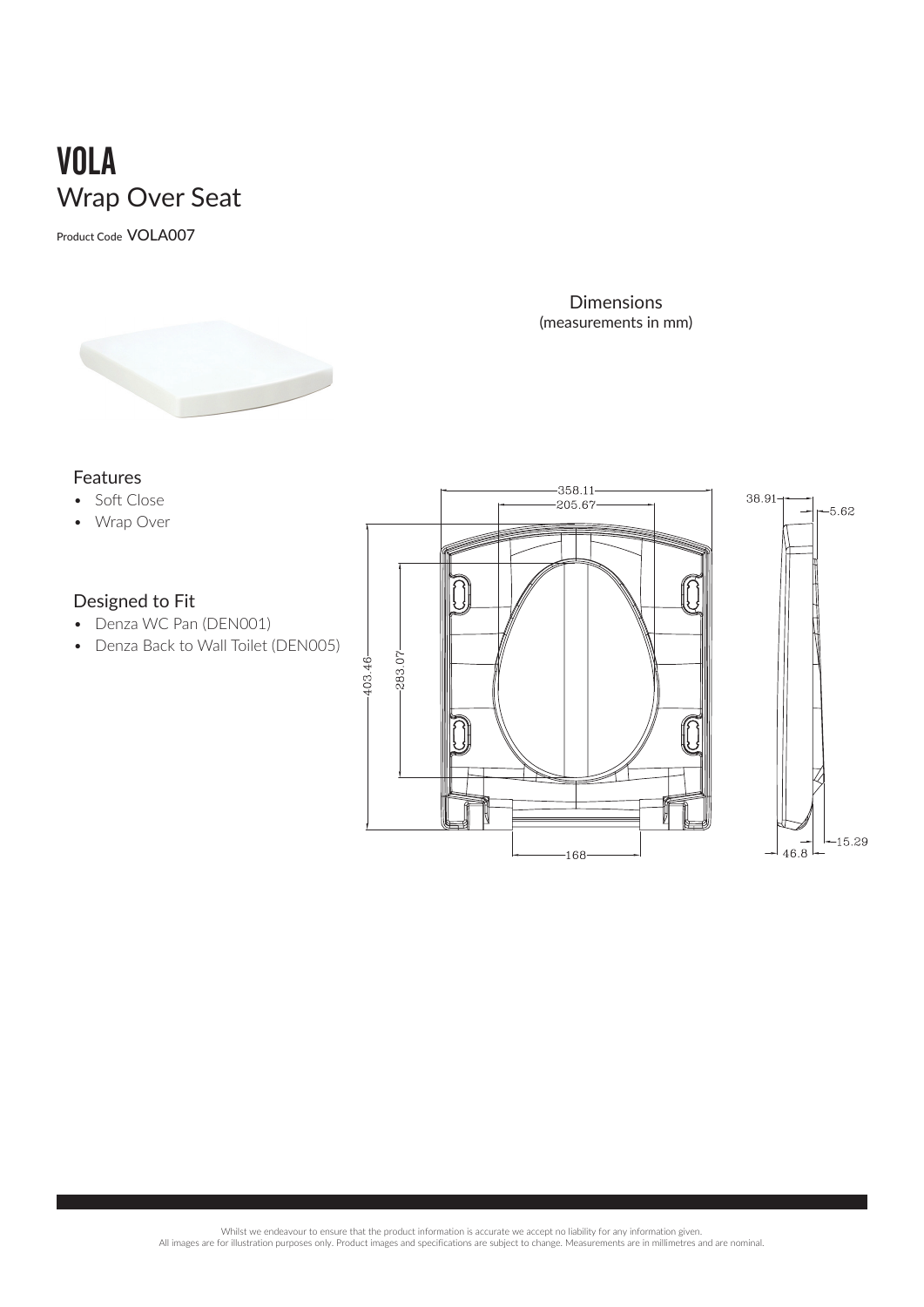# VOLA

## Wrap Over Seat

Product Code **VOLA007**

Dimensions
(measurements in mm)

358.11
205.67
403.46
283.07
168
38.91
5.62
46.8
15.29

### Features

- Soft Close
- Wrap Over

### Designed to Fit

- Denza WC Pan (DEN001)
- Denza Back to Wall Toilet (DEN005)

Whilst we endeavour to ensure that the product information is accurate we accept no liability for any information given.
All images are for illustration purposes only. Product images and specifications are subject to change. Measurements are in millimetres and are nominal.